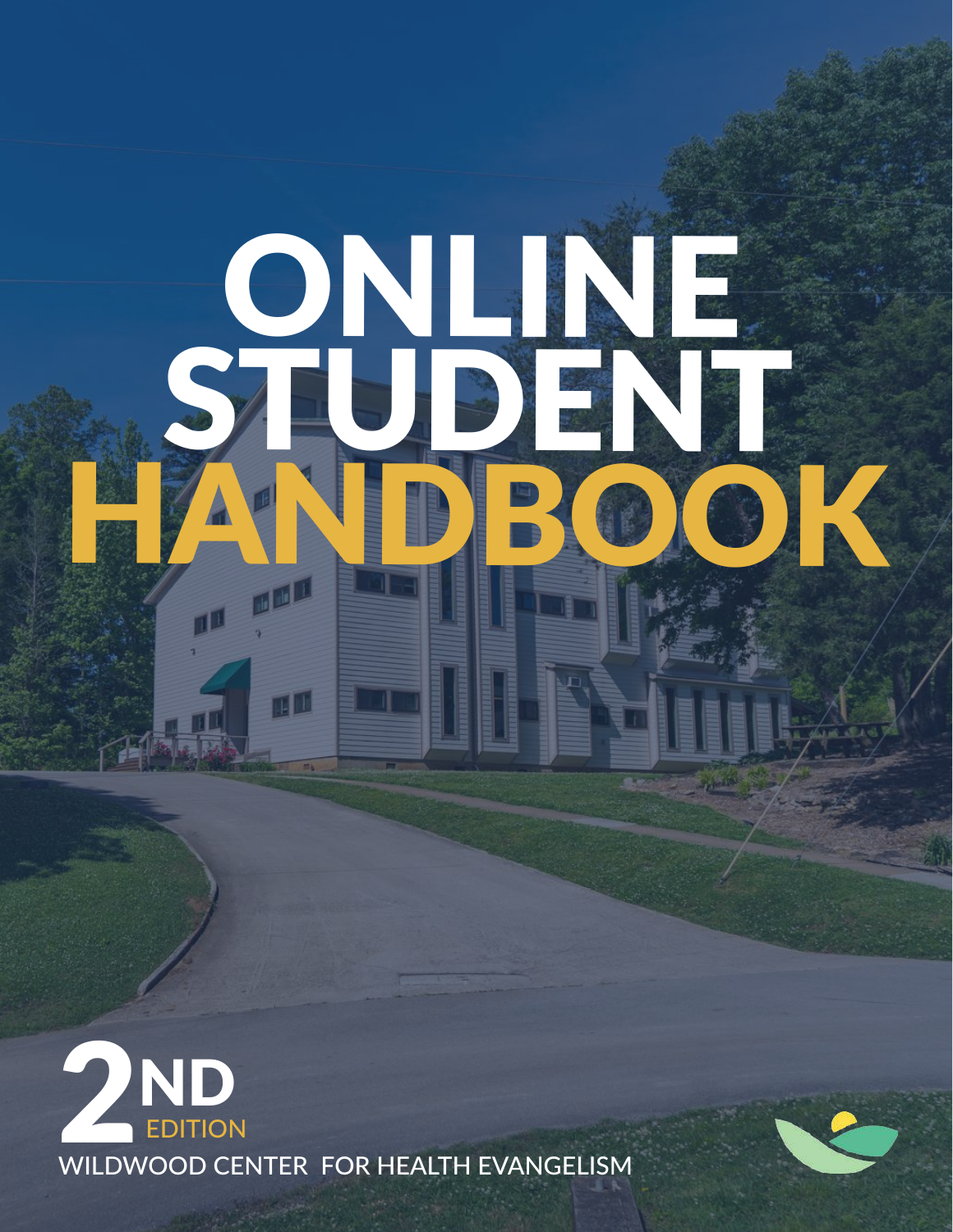# ONLINE STUDENT HANDBOOK

2ND EDITION

WILDWOOD CENTER FOR HEALTH EVANGELISM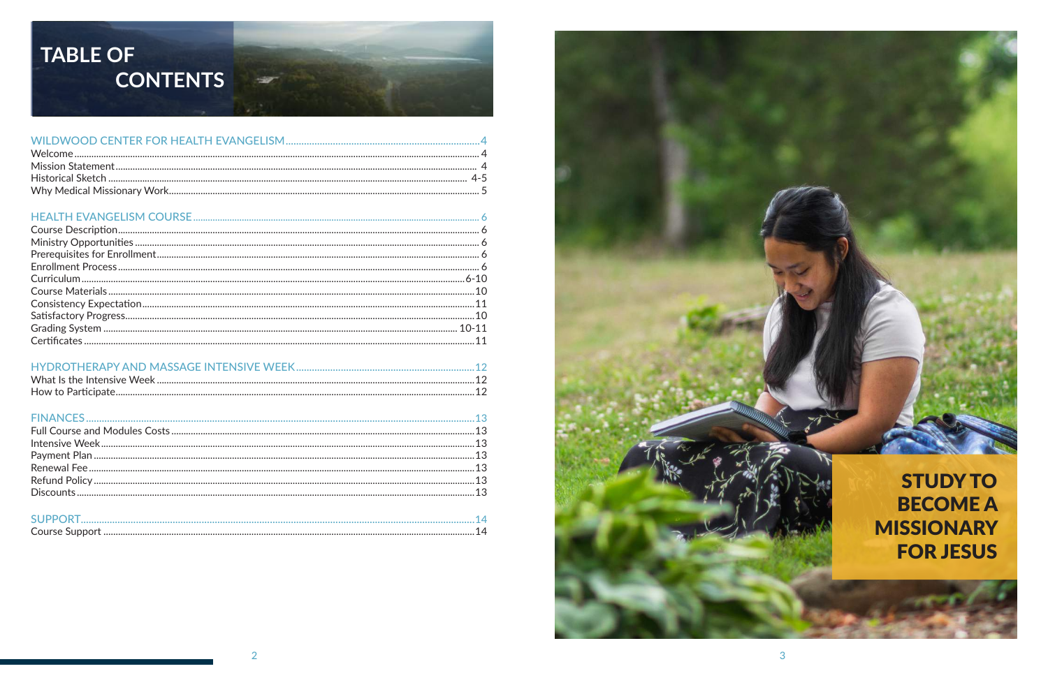# TABLE OF CONTENTS

WILDWOOD CENTER FOR HEALTH EVANGELISM....4
Welcome....4
Mission Statement....4
Historical Sketch....4-5
Why Medical Missionary Work....5

HEALTH EVANGELISM COURSE....6
Course Description....6
Ministry Opportunities....6
Prerequisites for Enrollment....6
Enrollment Process....6
Curriculum....6-10
Course Materials....10
Consistency Expectation....11
Satisfactory Progress....10
Grading System....10-11
Certificates....11

HYDROTHERAPY AND MASSAGE INTENSIVE WEEK....12
What Is the Intensive Week....12
How to Participate....12

FINANCES....13
Full Course and Modules Costs....13
Intensive Week....13
Payment Plan....13
Renewal Fee....13
Refund Policy....13
Discounts....13

SUPPORT....14
Course Support....14

**STUDY TO BECOME A MISSIONARY FOR JESUS**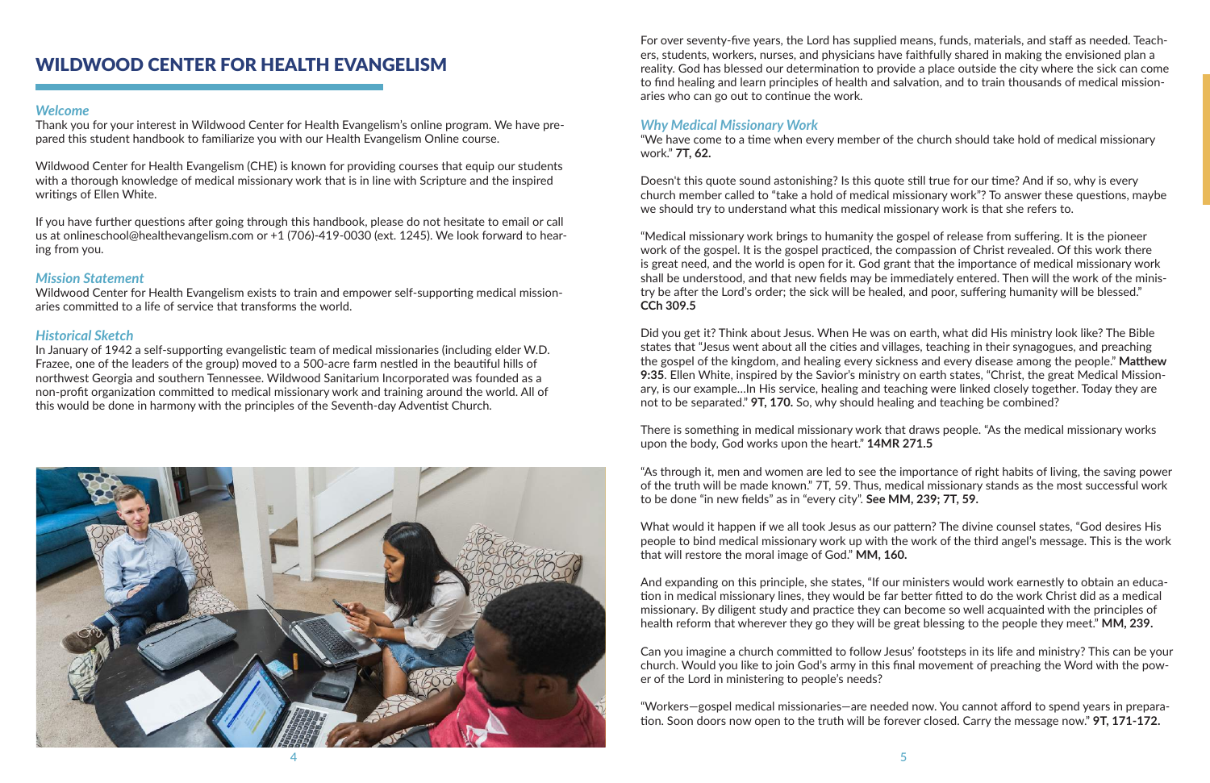# WILDWOOD CENTER FOR HEALTH EVANGELISM

### *Welcome*

Thank you for your interest in Wildwood Center for Health Evangelism's online program. We have prepared this student handbook to familiarize you with our Health Evangelism Online course.

Wildwood Center for Health Evangelism (CHE) is known for providing courses that equip our students with a thorough knowledge of medical missionary work that is in line with Scripture and the inspired writings of Ellen White.

If you have further questions after going through this handbook, please do not hesitate to email or call us at onlineschool@healthevangelism.com or +1 (706)-419-0030 (ext. 1245). We look forward to hearing from you.

### *Mission Statement*

Wildwood Center for Health Evangelism exists to train and empower self-supporting medical missionaries committed to a life of service that transforms the world.

### *Historical Sketch*

In January of 1942 a self-supporting evangelistic team of medical missionaries (including elder W.D. Frazee, one of the leaders of the group) moved to a 500-acre farm nestled in the beautiful hills of northwest Georgia and southern Tennessee. Wildwood Sanitarium Incorporated was founded as a non-profit organization committed to medical missionary work and training around the world. All of this would be done in harmony with the principles of the Seventh-day Adventist Church.

For over seventy-five years, the Lord has supplied means, funds, materials, and staff as needed. Teachers, students, workers, nurses, and physicians have faithfully shared in making the envisioned plan a reality. God has blessed our determination to provide a place outside the city where the sick can come to find healing and learn principles of health and salvation, and to train thousands of medical missionaries who can go out to continue the work.

### *Why Medical Missionary Work*

"We have come to a time when every member of the church should take hold of medical missionary work." **7T, 62.**

Doesn't this quote sound astonishing? Is this quote still true for our time? And if so, why is every church member called to "take a hold of medical missionary work"? To answer these questions, maybe we should try to understand what this medical missionary work is that she refers to.

"Medical missionary work brings to humanity the gospel of release from suffering. It is the pioneer work of the gospel. It is the gospel practiced, the compassion of Christ revealed. Of this work there is great need, and the world is open for it. God grant that the importance of medical missionary work shall be understood, and that new fields may be immediately entered. Then will the work of the ministry be after the Lord's order; the sick will be healed, and poor, suffering humanity will be blessed." **CCh 309.5**

Did you get it? Think about Jesus. When He was on earth, what did His ministry look like? The Bible states that "Jesus went about all the cities and villages, teaching in their synagogues, and preaching the gospel of the kingdom, and healing every sickness and every disease among the people." **Matthew 9:35**. Ellen White, inspired by the Savior's ministry on earth states, "Christ, the great Medical Missionary, is our example…In His service, healing and teaching were linked closely together. Today they are not to be separated." **9T, 170.** So, why should healing and teaching be combined?

There is something in medical missionary work that draws people. "As the medical missionary works upon the body, God works upon the heart." **14MR 271.5**

"As through it, men and women are led to see the importance of right habits of living, the saving power of the truth will be made known." 7T, 59. Thus, medical missionary stands as the most successful work to be done "in new fields" as in "every city". **See MM, 239; 7T, 59.**

What would it happen if we all took Jesus as our pattern? The divine counsel states, "God desires His people to bind medical missionary work up with the work of the third angel's message. This is the work that will restore the moral image of God." **MM, 160.**

And expanding on this principle, she states, "If our ministers would work earnestly to obtain an education in medical missionary lines, they would be far better fitted to do the work Christ did as a medical missionary. By diligent study and practice they can become so well acquainted with the principles of health reform that wherever they go they will be great blessing to the people they meet." **MM, 239.**

Can you imagine a church committed to follow Jesus' footsteps in its life and ministry? This can be your church. Would you like to join God's army in this final movement of preaching the Word with the power of the Lord in ministering to people's needs?

"Workers—gospel medical missionaries—are needed now. You cannot afford to spend years in preparation. Soon doors now open to the truth will be forever closed. Carry the message now." **9T, 171-172.**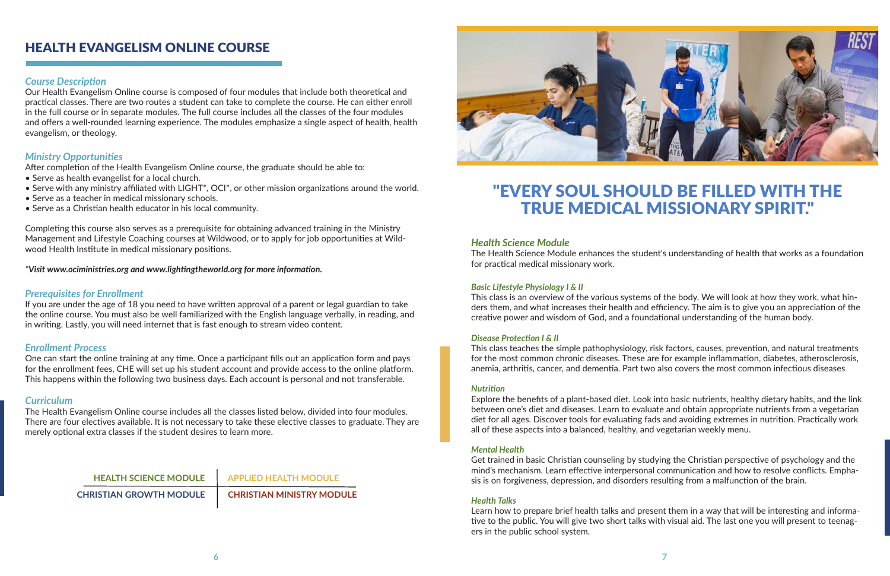# HEALTH EVANGELISM ONLINE COURSE

### *Course Description*

Our Health Evangelism Online course is composed of four modules that include both theoretical and practical classes. There are two routes a student can take to complete the course. He can either enroll in the full course or in separate modules. The full course includes all the classes of the four modules and offers a well-rounded learning experience. The modules emphasize a single aspect of health, health evangelism, or theology.

### *Ministry Opportunities*

After completion of the Health Evangelism Online course, the graduate should be able to:

- Serve as health evangelist for a local church.
- Serve with any ministry affiliated with LIGHT*, OCI*, or other mission organizations around the world.
- Serve as a teacher in medical missionary schools.
- Serve as a Christian health educator in his local community.

Completing this course also serves as a prerequisite for obtaining advanced training in the Ministry Management and Lifestyle Coaching courses at Wildwood, or to apply for job opportunities at Wildwood Health Institute in medical missionary positions.

***Visit www.ociministries.org and www.lightingtheworld.org for more information.***

### *Prerequisites for Enrollment*

If you are under the age of 18 you need to have written approval of a parent or legal guardian to take the online course. You must also be well familiarized with the English language verbally, in reading, and in writing. Lastly, you will need internet that is fast enough to stream video content.

### *Enrollment Process*

One can start the online training at any time. Once a participant fills out an application form and pays for the enrollment fees, CHE will set up his student account and provide access to the online platform. This happens within the following two business days. Each account is personal and not transferable.

### *Curriculum*

The Health Evangelism Online course includes all the classes listed below, divided into four modules. There are four electives available. It is not necessary to take these elective classes to graduate. They are merely optional extra classes if the student desires to learn more.

| | |
|---|---|
| **HEALTH SCIENCE MODULE** | **APPLIED HEALTH MODULE** |
| **CHRISTIAN GROWTH MODULE** | **CHRISTIAN MINISTRY MODULE** |

## "EVERY SOUL SHOULD BE FILLED WITH THE TRUE MEDICAL MISSIONARY SPIRIT."

### *Health Science Module*

The Health Science Module enhances the student's understanding of health that works as a foundation for practical medical missionary work.

#### *Basic Lifestyle Physiology I & II*

This class is an overview of the various systems of the body. We will look at how they work, what hinders them, and what increases their health and efficiency. The aim is to give you an appreciation of the creative power and wisdom of God, and a foundational understanding of the human body.

#### *Disease Protection I & II*

This class teaches the simple pathophysiology, risk factors, causes, prevention, and natural treatments for the most common chronic diseases. These are for example inflammation, diabetes, atherosclerosis, anemia, arthritis, cancer, and dementia. Part two also covers the most common infectious diseases

#### *Nutrition*

Explore the benefits of a plant-based diet. Look into basic nutrients, healthy dietary habits, and the link between one's diet and diseases. Learn to evaluate and obtain appropriate nutrients from a vegetarian diet for all ages. Discover tools for evaluating fads and avoiding extremes in nutrition. Practically work all of these aspects into a balanced, healthy, and vegetarian weekly menu.

#### *Mental Health*

Get trained in basic Christian counseling by studying the Christian perspective of psychology and the mind's mechanism. Learn effective interpersonal communication and how to resolve conflicts. Emphasis is on forgiveness, depression, and disorders resulting from a malfunction of the brain.

#### *Health Talks*

Learn how to prepare brief health talks and present them in a way that will be interesting and informative to the public. You will give two short talks with visual aid. The last one you will present to teenagers in the public school system.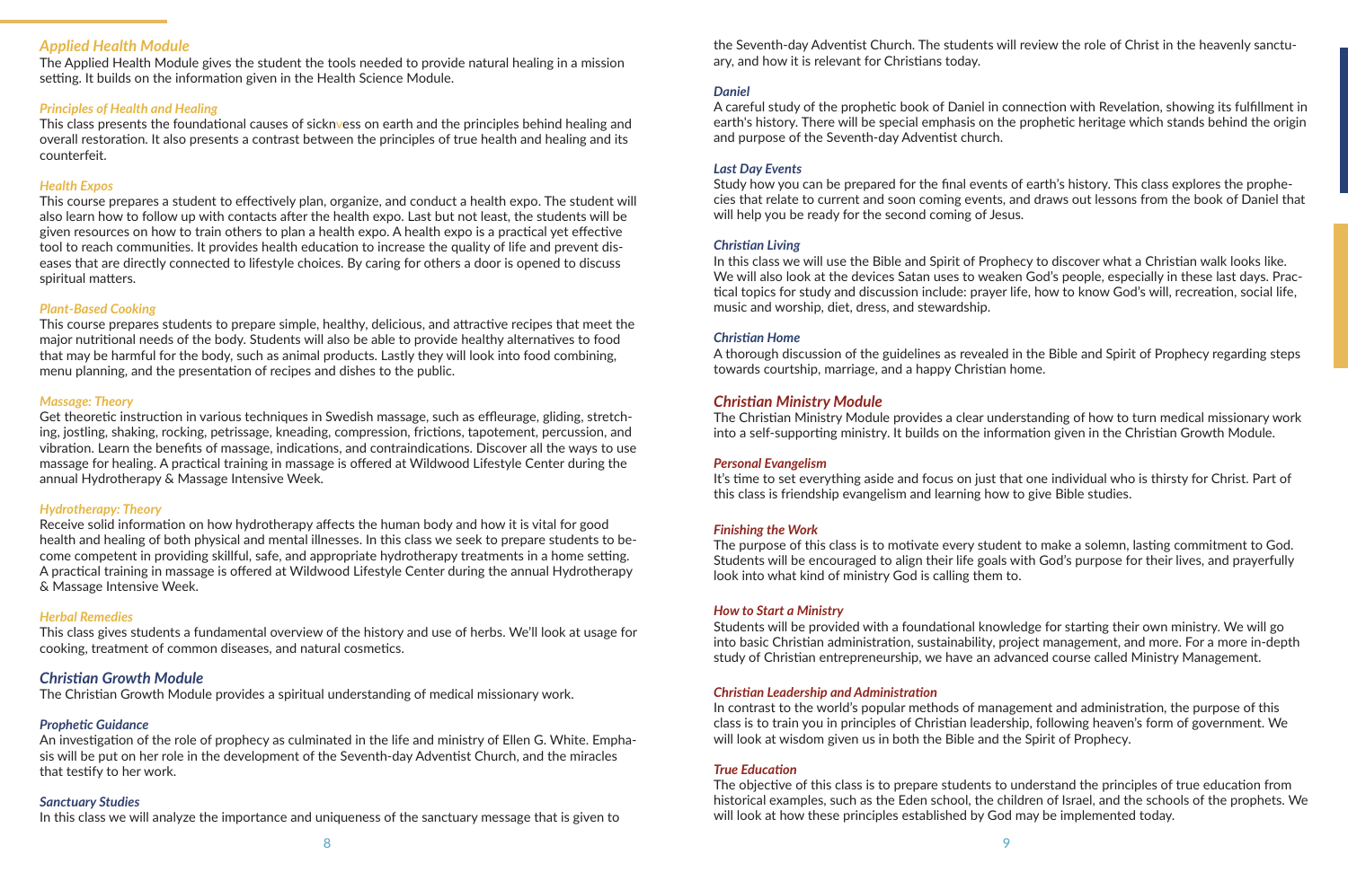## Applied Health Module

The Applied Health Module gives the student the tools needed to provide natural healing in a mission setting. It builds on the information given in the Health Science Module.

### Principles of Health and Healing

This class presents the foundational causes of sickness on earth and the principles behind healing and overall restoration. It also presents a contrast between the principles of true health and healing and its counterfeit.

### Health Expos

This course prepares a student to effectively plan, organize, and conduct a health expo. The student will also learn how to follow up with contacts after the health expo. Last but not least, the students will be given resources on how to train others to plan a health expo. A health expo is a practical yet effective tool to reach communities. It provides health education to increase the quality of life and prevent diseases that are directly connected to lifestyle choices. By caring for others a door is opened to discuss spiritual matters.

### Plant-Based Cooking

This course prepares students to prepare simple, healthy, delicious, and attractive recipes that meet the major nutritional needs of the body. Students will also be able to provide healthy alternatives to food that may be harmful for the body, such as animal products. Lastly they will look into food combining, menu planning, and the presentation of recipes and dishes to the public.

### Massage: Theory

Get theoretic instruction in various techniques in Swedish massage, such as effleurage, gliding, stretching, jostling, shaking, rocking, petrissage, kneading, compression, frictions, tapotement, percussion, and vibration. Learn the benefits of massage, indications, and contraindications. Discover all the ways to use massage for healing. A practical training in massage is offered at Wildwood Lifestyle Center during the annual Hydrotherapy & Massage Intensive Week.

### Hydrotherapy: Theory

Receive solid information on how hydrotherapy affects the human body and how it is vital for good health and healing of both physical and mental illnesses. In this class we seek to prepare students to become competent in providing skillful, safe, and appropriate hydrotherapy treatments in a home setting. A practical training in massage is offered at Wildwood Lifestyle Center during the annual Hydrotherapy & Massage Intensive Week.

### Herbal Remedies

This class gives students a fundamental overview of the history and use of herbs. We'll look at usage for cooking, treatment of common diseases, and natural cosmetics.

## Christian Growth Module

The Christian Growth Module provides a spiritual understanding of medical missionary work.

### Prophetic Guidance

An investigation of the role of prophecy as culminated in the life and ministry of Ellen G. White. Emphasis will be put on her role in the development of the Seventh-day Adventist Church, and the miracles that testify to her work.

### Sanctuary Studies

In this class we will analyze the importance and uniqueness of the sanctuary message that is given to the Seventh-day Adventist Church. The students will review the role of Christ in the heavenly sanctuary, and how it is relevant for Christians today.

### Daniel

A careful study of the prophetic book of Daniel in connection with Revelation, showing its fulfillment in earth's history. There will be special emphasis on the prophetic heritage which stands behind the origin and purpose of the Seventh-day Adventist church.

### Last Day Events

Study how you can be prepared for the final events of earth's history. This class explores the prophecies that relate to current and soon coming events, and draws out lessons from the book of Daniel that will help you be ready for the second coming of Jesus.

### Christian Living

In this class we will use the Bible and Spirit of Prophecy to discover what a Christian walk looks like. We will also look at the devices Satan uses to weaken God's people, especially in these last days. Practical topics for study and discussion include: prayer life, how to know God's will, recreation, social life, music and worship, diet, dress, and stewardship.

### Christian Home

A thorough discussion of the guidelines as revealed in the Bible and Spirit of Prophecy regarding steps towards courtship, marriage, and a happy Christian home.

## Christian Ministry Module

The Christian Ministry Module provides a clear understanding of how to turn medical missionary work into a self-supporting ministry. It builds on the information given in the Christian Growth Module.

### Personal Evangelism

It's time to set everything aside and focus on just that one individual who is thirsty for Christ. Part of this class is friendship evangelism and learning how to give Bible studies.

### Finishing the Work

The purpose of this class is to motivate every student to make a solemn, lasting commitment to God. Students will be encouraged to align their life goals with God's purpose for their lives, and prayerfully look into what kind of ministry God is calling them to.

### How to Start a Ministry

Students will be provided with a foundational knowledge for starting their own ministry. We will go into basic Christian administration, sustainability, project management, and more. For a more in-depth study of Christian entrepreneurship, we have an advanced course called Ministry Management.

### Christian Leadership and Administration

In contrast to the world's popular methods of management and administration, the purpose of this class is to train you in principles of Christian leadership, following heaven's form of government. We will look at wisdom given us in both the Bible and the Spirit of Prophecy.

### True Education

The objective of this class is to prepare students to understand the principles of true education from historical examples, such as the Eden school, the children of Israel, and the schools of the prophets. We will look at how these principles established by God may be implemented today.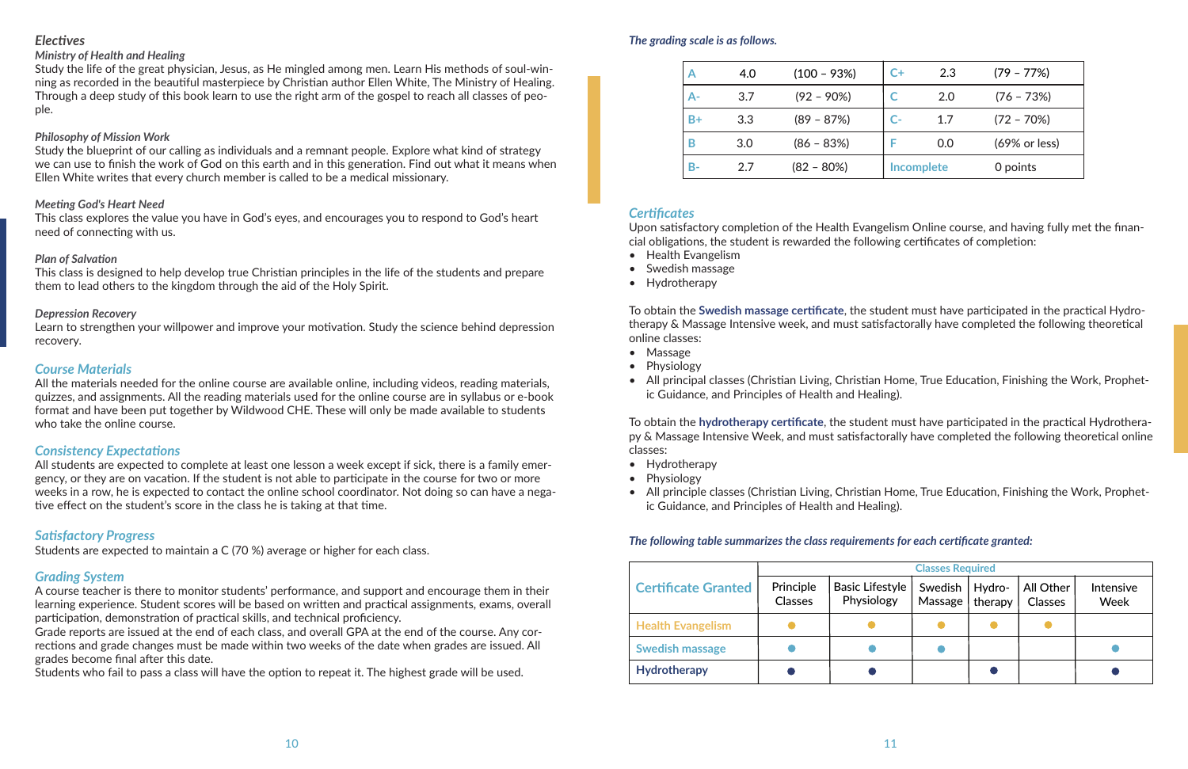## Electives

### Ministry of Health and Healing

Study the life of the great physician, Jesus, as He mingled among men. Learn His methods of soul-winning as recorded in the beautiful masterpiece by Christian author Ellen White, The Ministry of Healing. Through a deep study of this book learn to use the right arm of the gospel to reach all classes of people.

### Philosophy of Mission Work

Study the blueprint of our calling as individuals and a remnant people. Explore what kind of strategy we can use to finish the work of God on this earth and in this generation. Find out what it means when Ellen White writes that every church member is called to be a medical missionary.

### Meeting God's Heart Need

This class explores the value you have in God's eyes, and encourages you to respond to God's heart need of connecting with us.

### Plan of Salvation

This class is designed to help develop true Christian principles in the life of the students and prepare them to lead others to the kingdom through the aid of the Holy Spirit.

### Depression Recovery

Learn to strengthen your willpower and improve your motivation. Study the science behind depression recovery.

## Course Materials

All the materials needed for the online course are available online, including videos, reading materials, quizzes, and assignments. All the reading materials used for the online course are in syllabus or e-book format and have been put together by Wildwood CHE. These will only be made available to students who take the online course.

## Consistency Expectations

All students are expected to complete at least one lesson a week except if sick, there is a family emergency, or they are on vacation. If the student is not able to participate in the course for two or more weeks in a row, he is expected to contact the online school coordinator. Not doing so can have a negative effect on the student's score in the class he is taking at that time.

## Satisfactory Progress

Students are expected to maintain a C (70 %) average or higher for each class.

## Grading System

A course teacher is there to monitor students' performance, and support and encourage them in their learning experience. Student scores will be based on written and practical assignments, exams, overall participation, demonstration of practical skills, and technical proficiency.

Grade reports are issued at the end of each class, and overall GPA at the end of the course. Any corrections and grade changes must be made within two weeks of the date when grades are issued. All grades become final after this date.

Students who fail to pass a class will have the option to repeat it. The highest grade will be used.

*The grading scale is as follows.*

| Grade | Points | Range | Grade | Points | Range |
|---|---|---|---|---|---|
| A | 4.0 | (100 – 93%) | C+ | 2.3 | (79 – 77%) |
| A- | 3.7 | (92 – 90%) | C | 2.0 | (76 – 73%) |
| B+ | 3.3 | (89 – 87%) | C- | 1.7 | (72 – 70%) |
| B | 3.0 | (86 – 83%) | F | 0.0 | (69% or less) |
| B- | 2.7 | (82 – 80%) | Incomplete | | 0 points |

## Certificates

Upon satisfactory completion of the Health Evangelism Online course, and having fully met the financial obligations, the student is rewarded the following certificates of completion:

- Health Evangelism
- Swedish massage
- Hydrotherapy

To obtain the **Swedish massage certificate**, the student must have participated in the practical Hydrotherapy & Massage Intensive week, and must satisfactorally have completed the following theoretical online classes:

- Massage
- Physiology
- All principal classes (Christian Living, Christian Home, True Education, Finishing the Work, Prophetic Guidance, and Principles of Health and Healing).

To obtain the **hydrotherapy certificate**, the student must have participated in the practical Hydrotherapy & Massage Intensive Week, and must satisfactorally have completed the following theoretical online classes:

- Hydrotherapy
- Physiology
- All principle classes (Christian Living, Christian Home, True Education, Finishing the Work, Prophetic Guidance, and Principles of Health and Healing).

*The following table summarizes the class requirements for each certificate granted:*

| Certificate Granted | Classes Required | | | | | |
|---|---|---|---|---|---|---|
| | Principle Classes | Basic Lifestyle Physiology | Swedish Massage | Hydro-therapy | All Other Classes | Intensive Week |
| Health Evangelism | ● | ● | ● | ● | ● | |
| Swedish massage | ● | ● | ● | | | ● |
| Hydrotherapy | ● | ● | | ● | | ● |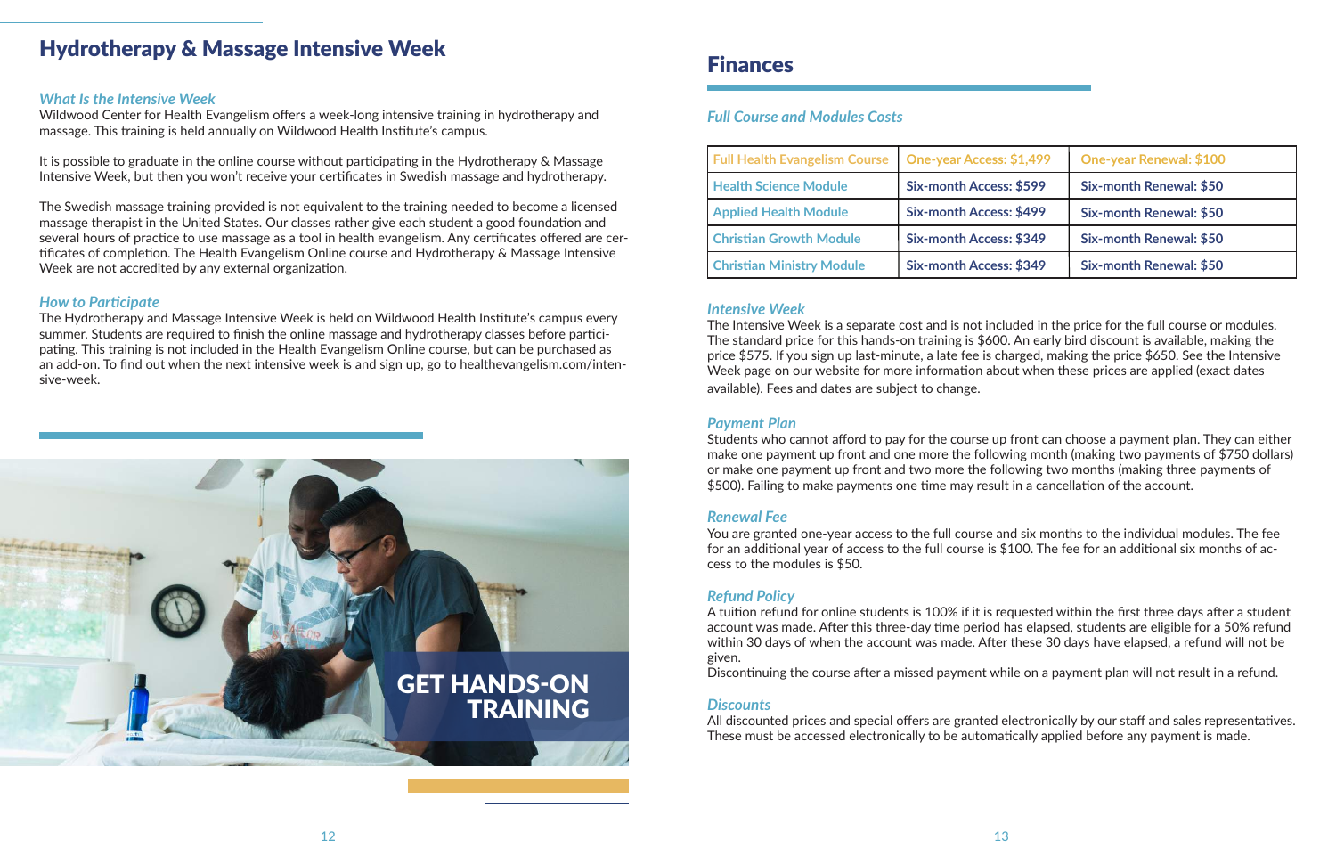# Hydrotherapy & Massage Intensive Week

### *What Is the Intensive Week*

Wildwood Center for Health Evangelism offers a week-long intensive training in hydrotherapy and massage. This training is held annually on Wildwood Health Institute's campus.

It is possible to graduate in the online course without participating in the Hydrotherapy & Massage Intensive Week, but then you won't receive your certificates in Swedish massage and hydrotherapy.

The Swedish massage training provided is not equivalent to the training needed to become a licensed massage therapist in the United States. Our classes rather give each student a good foundation and several hours of practice to use massage as a tool in health evangelism. Any certificates offered are certificates of completion. The Health Evangelism Online course and Hydrotherapy & Massage Intensive Week are not accredited by any external organization.

### *How to Participate*

The Hydrotherapy and Massage Intensive Week is held on Wildwood Health Institute's campus every summer. Students are required to finish the online massage and hydrotherapy classes before participating. This training is not included in the Health Evangelism Online course, but can be purchased as an add-on. To find out when the next intensive week is and sign up, go to healthevangelism.com/intensive-week.

GET HANDS-ON TRAINING

# Finances

### *Full Course and Modules Costs*

| Full Health Evangelism Course | One-year Access: $1,499 | One-year Renewal: $100 |
|---|---|---|
| Health Science Module | Six-month Access: $599 | Six-month Renewal: $50 |
| Applied Health Module | Six-month Access: $499 | Six-month Renewal: $50 |
| Christian Growth Module | Six-month Access: $349 | Six-month Renewal: $50 |
| Christian Ministry Module | Six-month Access: $349 | Six-month Renewal: $50 |

### *Intensive Week*

The Intensive Week is a separate cost and is not included in the price for the full course or modules. The standard price for this hands-on training is $600. An early bird discount is available, making the price $575. If you sign up last-minute, a late fee is charged, making the price $650. See the Intensive Week page on our website for more information about when these prices are applied (exact dates available). Fees and dates are subject to change.

### *Payment Plan*

Students who cannot afford to pay for the course up front can choose a payment plan. They can either make one payment up front and one more the following month (making two payments of $750 dollars) or make one payment up front and two more the following two months (making three payments of $500). Failing to make payments one time may result in a cancellation of the account.

### *Renewal Fee*

You are granted one-year access to the full course and six months to the individual modules. The fee for an additional year of access to the full course is $100. The fee for an additional six months of access to the modules is $50.

### *Refund Policy*

A tuition refund for online students is 100% if it is requested within the first three days after a student account was made. After this three-day time period has elapsed, students are eligible for a 50% refund within 30 days of when the account was made. After these 30 days have elapsed, a refund will not be given.

Discontinuing the course after a missed payment while on a payment plan will not result in a refund.

### *Discounts*

All discounted prices and special offers are granted electronically by our staff and sales representatives. These must be accessed electronically to be automatically applied before any payment is made.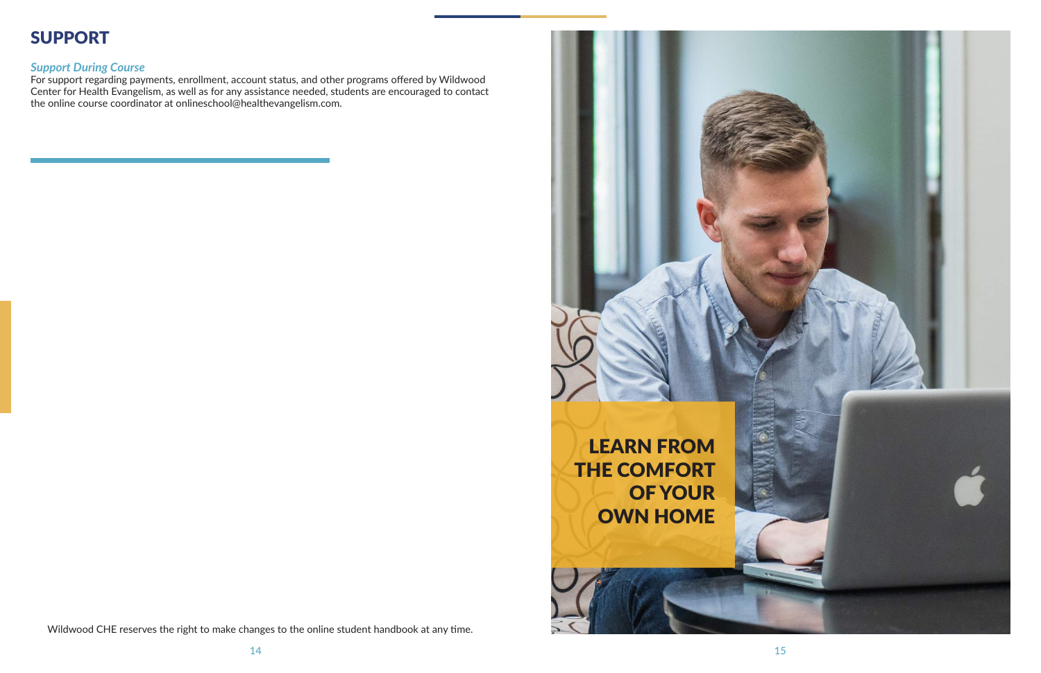# SUPPORT

***Support During Course***

For support regarding payments, enrollment, account status, and other programs offered by Wildwood Center for Health Evangelism, as well as for any assistance needed, students are encouraged to contact the online course coordinator at onlineschool@healthevangelism.com.

Wildwood CHE reserves the right to make changes to the online student handbook at any time.

LEARN FROM THE COMFORT OF YOUR OWN HOME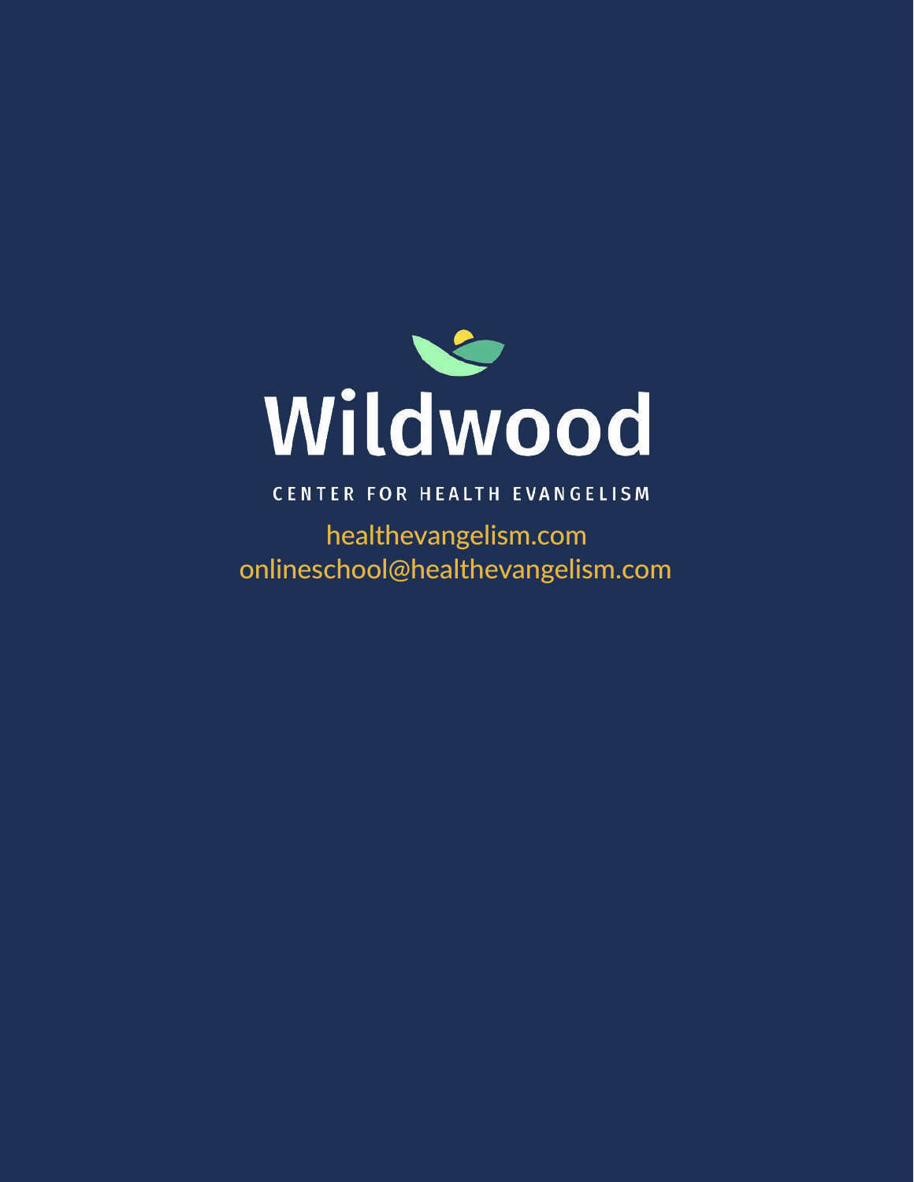Wildwood

CENTER FOR HEALTH EVANGELISM

healthevangelism.com
onlineschool@healthevangelism.com